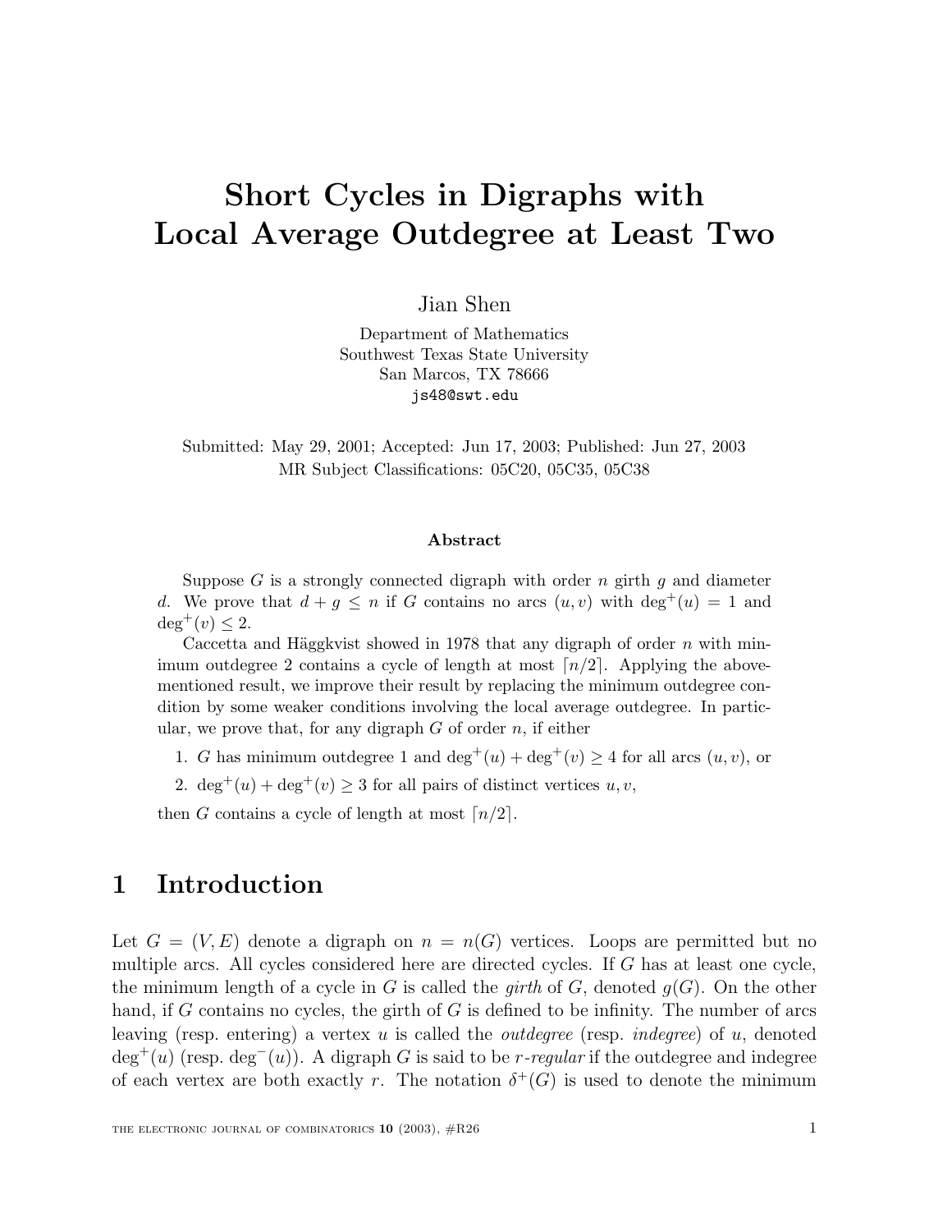# Short Cycles in Digraphs with Local Average Outdegree at Least Two

Jian Shen

Department of Mathematics
Southwest Texas State University
San Marcos, TX 78666
js48@swt.edu

Submitted: May 29, 2001; Accepted: Jun 17, 2003; Published: Jun 27, 2003
MR Subject Classifications: 05C20, 05C35, 05C38

### Abstract

Suppose $G$ is a strongly connected digraph with order $n$ girth $g$ and diameter $d$. We prove that $d + g \leq n$ if $G$ contains no arcs $(u, v)$ with $\deg^+(u) = 1$ and $\deg^+(v) \leq 2$.

Caccetta and Häggkvist showed in 1978 that any digraph of order $n$ with minimum outdegree 2 contains a cycle of length at most $\lceil n/2 \rceil$. Applying the above-mentioned result, we improve their result by replacing the minimum outdegree condition by some weaker conditions involving the local average outdegree. In particular, we prove that, for any digraph $G$ of order $n$, if either

1. $G$ has minimum outdegree 1 and $\deg^+(u) + \deg^+(v) \geq 4$ for all arcs $(u, v)$, or
2. $\deg^+(u) + \deg^+(v) \geq 3$ for all pairs of distinct vertices $u, v$,

then $G$ contains a cycle of length at most $\lceil n/2 \rceil$.

## 1 Introduction

Let $G = (V, E)$ denote a digraph on $n = n(G)$ vertices. Loops are permitted but no multiple arcs. All cycles considered here are directed cycles. If $G$ has at least one cycle, the minimum length of a cycle in $G$ is called the *girth* of $G$, denoted $g(G)$. On the other hand, if $G$ contains no cycles, the girth of $G$ is defined to be infinity. The number of arcs leaving (resp. entering) a vertex $u$ is called the *outdegree* (resp. *indegree*) of $u$, denoted $\deg^+(u)$ (resp. $\deg^-(u)$). A digraph $G$ is said to be *$r$-regular* if the outdegree and indegree of each vertex are both exactly $r$. The notation $\delta^+(G)$ is used to denote the minimum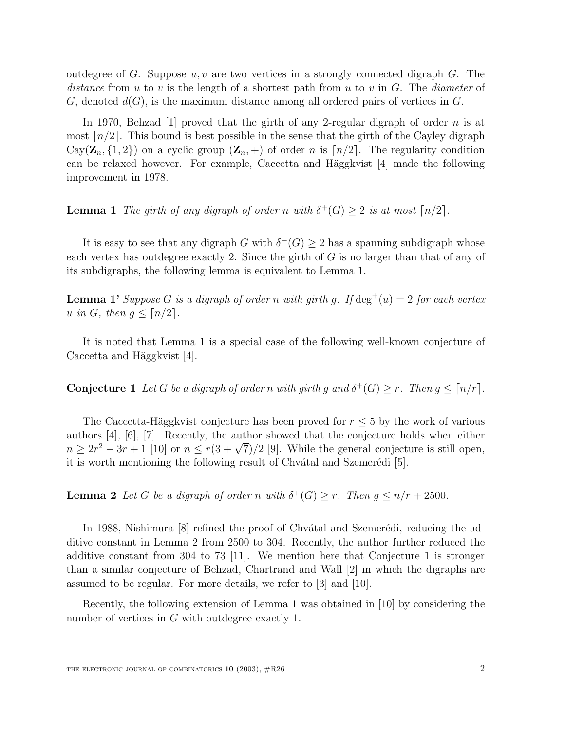outdegree of $G$. Suppose $u, v$ are two vertices in a strongly connected digraph $G$. The *distance* from $u$ to $v$ is the length of a shortest path from $u$ to $v$ in $G$. The *diameter* of $G$, denoted $d(G)$, is the maximum distance among all ordered pairs of vertices in $G$.

In 1970, Behzad [1] proved that the girth of any 2-regular digraph of order $n$ is at most $\lceil n/2 \rceil$. This bound is best possible in the sense that the girth of the Cayley digraph $\mathrm{Cay}(\mathbf{Z}_n, \{1, 2\})$ on a cyclic group $(\mathbf{Z}_n, +)$ of order $n$ is $\lceil n/2 \rceil$. The regularity condition can be relaxed however. For example, Caccetta and Häggkvist [4] made the following improvement in 1978.

**Lemma 1** *The girth of any digraph of order $n$ with $\delta^+(G) \geq 2$ is at most $\lceil n/2 \rceil$.*

It is easy to see that any digraph $G$ with $\delta^+(G) \geq 2$ has a spanning subdigraph whose each vertex has outdegree exactly 2. Since the girth of $G$ is no larger than that of any of its subdigraphs, the following lemma is equivalent to Lemma 1.

**Lemma 1'** *Suppose $G$ is a digraph of order $n$ with girth $g$. If $\deg^+(u) = 2$ for each vertex $u$ in $G$, then $g \leq \lceil n/2 \rceil$.*

It is noted that Lemma 1 is a special case of the following well-known conjecture of Caccetta and Häggkvist [4].

**Conjecture 1** *Let $G$ be a digraph of order $n$ with girth $g$ and $\delta^+(G) \geq r$. Then $g \leq \lceil n/r \rceil$.*

The Caccetta-Häggkvist conjecture has been proved for $r \leq 5$ by the work of various authors [4], [6], [7]. Recently, the author showed that the conjecture holds when either $n \geq 2r^2 - 3r + 1$ [10] or $n \leq r(3 + \sqrt{7})/2$ [9]. While the general conjecture is still open, it is worth mentioning the following result of Chvátal and Szemerédi [5].

**Lemma 2** *Let $G$ be a digraph of order $n$ with $\delta^+(G) \geq r$. Then $g \leq n/r + 2500$.*

In 1988, Nishimura [8] refined the proof of Chvátal and Szemerédi, reducing the additive constant in Lemma 2 from 2500 to 304. Recently, the author further reduced the additive constant from 304 to 73 [11]. We mention here that Conjecture 1 is stronger than a similar conjecture of Behzad, Chartrand and Wall [2] in which the digraphs are assumed to be regular. For more details, we refer to [3] and [10].

Recently, the following extension of Lemma 1 was obtained in [10] by considering the number of vertices in $G$ with outdegree exactly 1.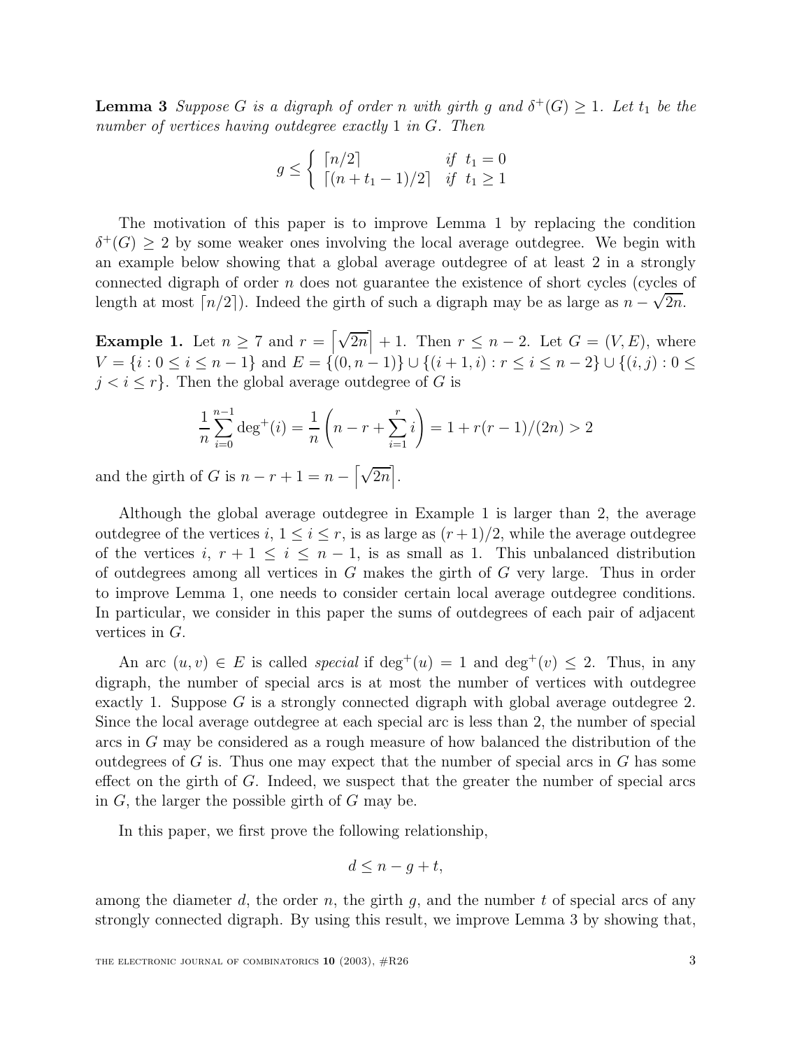**Lemma 3** *Suppose $G$ is a digraph of order $n$ with girth $g$ and $\delta^+(G) \geq 1$. Let $t_1$ be the number of vertices having outdegree exactly $1$ in $G$. Then*

$$g \leq \begin{cases} \lceil n/2 \rceil & \text{if } \ t_1 = 0 \\ \lceil (n + t_1 - 1)/2 \rceil & \text{if } \ t_1 \geq 1 \end{cases}$$

The motivation of this paper is to improve Lemma 1 by replacing the condition $\delta^+(G) \geq 2$ by some weaker ones involving the local average outdegree. We begin with an example below showing that a global average outdegree of at least 2 in a strongly connected digraph of order $n$ does not guarantee the existence of short cycles (cycles of length at most $\lceil n/2 \rceil$). Indeed the girth of such a digraph may be as large as $n - \sqrt{2n}$.

**Example 1.** Let $n \geq 7$ and $r = \left\lceil \sqrt{2n} \right\rceil + 1$. Then $r \leq n - 2$. Let $G = (V, E)$, where $V = \{i : 0 \leq i \leq n-1\}$ and $E = \{(0, n-1)\} \cup \{(i+1, i) : r \leq i \leq n-2\} \cup \{(i, j) : 0 \leq j < i \leq r\}$. Then the global average outdegree of $G$ is

$$\frac{1}{n} \sum_{i=0}^{n-1} \deg^+(i) = \frac{1}{n} \left( n - r + \sum_{i=1}^{r} i \right) = 1 + r(r-1)/(2n) > 2$$

and the girth of $G$ is $n - r + 1 = n - \left\lceil \sqrt{2n} \right\rceil$.

Although the global average outdegree in Example 1 is larger than 2, the average outdegree of the vertices $i$, $1 \leq i \leq r$, is as large as $(r+1)/2$, while the average outdegree of the vertices $i$, $r+1 \leq i \leq n-1$, is as small as 1. This unbalanced distribution of outdegrees among all vertices in $G$ makes the girth of $G$ very large. Thus in order to improve Lemma 1, one needs to consider certain local average outdegree conditions. In particular, we consider in this paper the sums of outdegrees of each pair of adjacent vertices in $G$.

An arc $(u, v) \in E$ is called *special* if $\deg^+(u) = 1$ and $\deg^+(v) \leq 2$. Thus, in any digraph, the number of special arcs is at most the number of vertices with outdegree exactly 1. Suppose $G$ is a strongly connected digraph with global average outdegree 2. Since the local average outdegree at each special arc is less than 2, the number of special arcs in $G$ may be considered as a rough measure of how balanced the distribution of the outdegrees of $G$ is. Thus one may expect that the number of special arcs in $G$ has some effect on the girth of $G$. Indeed, we suspect that the greater the number of special arcs in $G$, the larger the possible girth of $G$ may be.

In this paper, we first prove the following relationship,

$$d \leq n - g + t,$$

among the diameter $d$, the order $n$, the girth $g$, and the number $t$ of special arcs of any strongly connected digraph. By using this result, we improve Lemma 3 by showing that,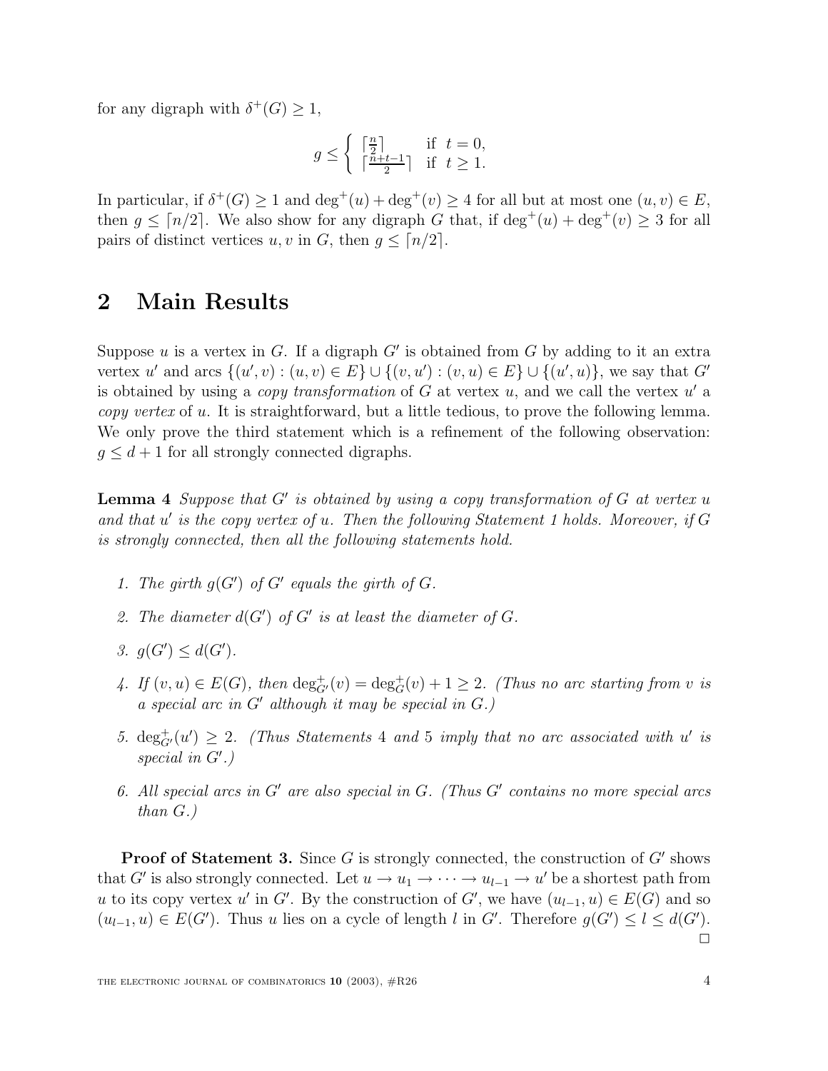for any digraph with $\delta^+(G) \geq 1$,

$$g \leq \begin{cases} \lceil \frac{n}{2} \rceil & \text{if } \ t = 0, \\ \lceil \frac{n+t-1}{2} \rceil & \text{if } \ t \geq 1. \end{cases}$$

In particular, if $\delta^+(G) \geq 1$ and $\deg^+(u) + \deg^+(v) \geq 4$ for all but at most one $(u, v) \in E$, then $g \leq \lceil n/2 \rceil$. We also show for any digraph $G$ that, if $\deg^+(u) + \deg^+(v) \geq 3$ for all pairs of distinct vertices $u, v$ in $G$, then $g \leq \lceil n/2 \rceil$.

## 2 Main Results

Suppose $u$ is a vertex in $G$. If a digraph $G'$ is obtained from $G$ by adding to it an extra vertex $u'$ and arcs $\{(u', v) : (u, v) \in E\} \cup \{(v, u') : (v, u) \in E\} \cup \{(u', u)\}$, we say that $G'$ is obtained by using a *copy transformation* of $G$ at vertex $u$, and we call the vertex $u'$ a *copy vertex* of $u$. It is straightforward, but a little tedious, to prove the following lemma. We only prove the third statement which is a refinement of the following observation: $g \leq d + 1$ for all strongly connected digraphs.

**Lemma 4** *Suppose that $G'$ is obtained by using a copy transformation of $G$ at vertex $u$ and that $u'$ is the copy vertex of $u$. Then the following Statement 1 holds. Moreover, if $G$ is strongly connected, then all the following statements hold.*

1. *The girth $g(G')$ of $G'$ equals the girth of $G$.*
2. *The diameter $d(G')$ of $G'$ is at least the diameter of $G$.*
3. *$g(G') \leq d(G')$.*
4. *If $(v, u) \in E(G)$, then $\deg^+_{G'}(v) = \deg^+_G(v) + 1 \geq 2$. (Thus no arc starting from $v$ is a special arc in $G'$ although it may be special in $G$.)*
5. *$\deg^+_{G'}(u') \geq 2$. (Thus Statements 4 and 5 imply that no arc associated with $u'$ is special in $G'$.)*
6. *All special arcs in $G'$ are also special in $G$. (Thus $G'$ contains no more special arcs than $G$.)*

**Proof of Statement 3.** Since $G$ is strongly connected, the construction of $G'$ shows that $G'$ is also strongly connected. Let $u \to u_1 \to \cdots \to u_{l-1} \to u'$ be a shortest path from $u$ to its copy vertex $u'$ in $G'$. By the construction of $G'$, we have $(u_{l-1}, u) \in E(G)$ and so $(u_{l-1}, u) \in E(G')$. Thus $u$ lies on a cycle of length $l$ in $G'$. Therefore $g(G') \leq l \leq d(G')$. $\square$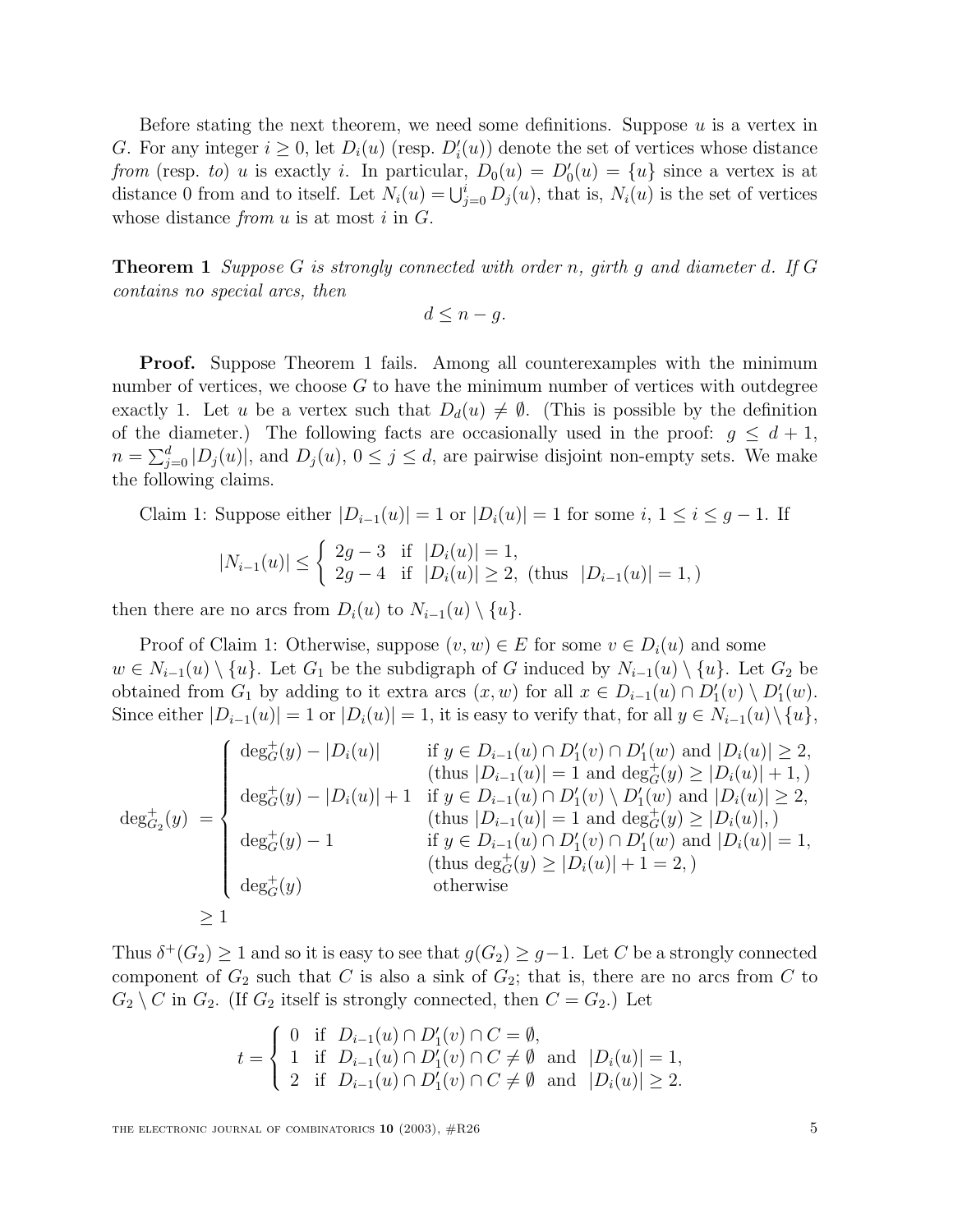Before stating the next theorem, we need some definitions. Suppose $u$ is a vertex in $G$. For any integer $i \geq 0$, let $D_i(u)$ (resp. $D'_i(u)$) denote the set of vertices whose distance *from* (resp. *to*) $u$ is exactly $i$. In particular, $D_0(u) = D'_0(u) = \{u\}$ since a vertex is at distance 0 from and to itself. Let $N_i(u) = \bigcup_{j=0}^{i} D_j(u)$, that is, $N_i(u)$ is the set of vertices whose distance *from* $u$ is at most $i$ in $G$.

**Theorem 1** *Suppose $G$ is strongly connected with order $n$, girth $g$ and diameter $d$. If $G$ contains no special arcs, then*

$$d \leq n - g.$$

**Proof.** Suppose Theorem 1 fails. Among all counterexamples with the minimum number of vertices, we choose $G$ to have the minimum number of vertices with outdegree exactly 1. Let $u$ be a vertex such that $D_d(u) \neq \emptyset$. (This is possible by the definition of the diameter.) The following facts are occasionally used in the proof: $g \leq d+1$, $n = \sum_{j=0}^{d} |D_j(u)|$, and $D_j(u)$, $0 \leq j \leq d$, are pairwise disjoint non-empty sets. We make the following claims.

Claim 1: Suppose either $|D_{i-1}(u)| = 1$ or $|D_i(u)| = 1$ for some $i$, $1 \leq i \leq g-1$. If

$$|N_{i-1}(u)| \leq \begin{cases} 2g-3 & \text{if } \ |D_i(u)| = 1, \\ 2g-4 & \text{if } \ |D_i(u)| \geq 2, \ (\text{thus } \ |D_{i-1}(u)| = 1,) \end{cases}$$

then there are no arcs from $D_i(u)$ to $N_{i-1}(u) \setminus \{u\}$.

Proof of Claim 1: Otherwise, suppose $(v, w) \in E$ for some $v \in D_i(u)$ and some $w \in N_{i-1}(u) \setminus \{u\}$. Let $G_1$ be the subdigraph of $G$ induced by $N_{i-1}(u) \setminus \{u\}$. Let $G_2$ be obtained from $G_1$ by adding to it extra arcs $(x, w)$ for all $x \in D_{i-1}(u) \cap D'_1(v) \setminus D'_1(w)$. Since either $|D_{i-1}(u)| = 1$ or $|D_i(u)| = 1$, it is easy to verify that, for all $y \in N_{i-1}(u) \setminus \{u\}$,

$$\deg^+_{G_2}(y) \; = \begin{cases} \deg^+_G(y) - |D_i(u)| & \text{if } y \in D_{i-1}(u) \cap D'_1(v) \cap D'_1(w) \text{ and } |D_i(u)| \geq 2, \\ & (\text{thus } |D_{i-1}(u)| = 1 \text{ and } \deg^+_G(y) \geq |D_i(u)| + 1,) \\ \deg^+_G(y) - |D_i(u)| + 1 & \text{if } y \in D_{i-1}(u) \cap D'_1(v) \setminus D'_1(w) \text{ and } |D_i(u)| \geq 2, \\ & (\text{thus } |D_{i-1}(u)| = 1 \text{ and } \deg^+_G(y) \geq |D_i(u)|,) \\ \deg^+_G(y) - 1 & \text{if } y \in D_{i-1}(u) \cap D'_1(v) \cap D'_1(w) \text{ and } |D_i(u)| = 1, \\ & (\text{thus } \deg^+_G(y) \geq |D_i(u)| + 1 = 2,) \\ \deg^+_G(y) & \text{otherwise} \end{cases}$$

$$\geq 1$$

Thus $\delta^+(G_2) \geq 1$ and so it is easy to see that $g(G_2) \geq g-1$. Let $C$ be a strongly connected component of $G_2$ such that $C$ is also a sink of $G_2$; that is, there are no arcs from $C$ to $G_2 \setminus C$ in $G_2$. (If $G_2$ itself is strongly connected, then $C = G_2$.) Let

$$t = \begin{cases} 0 & \text{if } \ D_{i-1}(u) \cap D'_1(v) \cap C = \emptyset, \\ 1 & \text{if } \ D_{i-1}(u) \cap D'_1(v) \cap C \neq \emptyset \ \text{ and } \ |D_i(u)| = 1, \\ 2 & \text{if } \ D_{i-1}(u) \cap D'_1(v) \cap C \neq \emptyset \ \text{ and } \ |D_i(u)| \geq 2. \end{cases}$$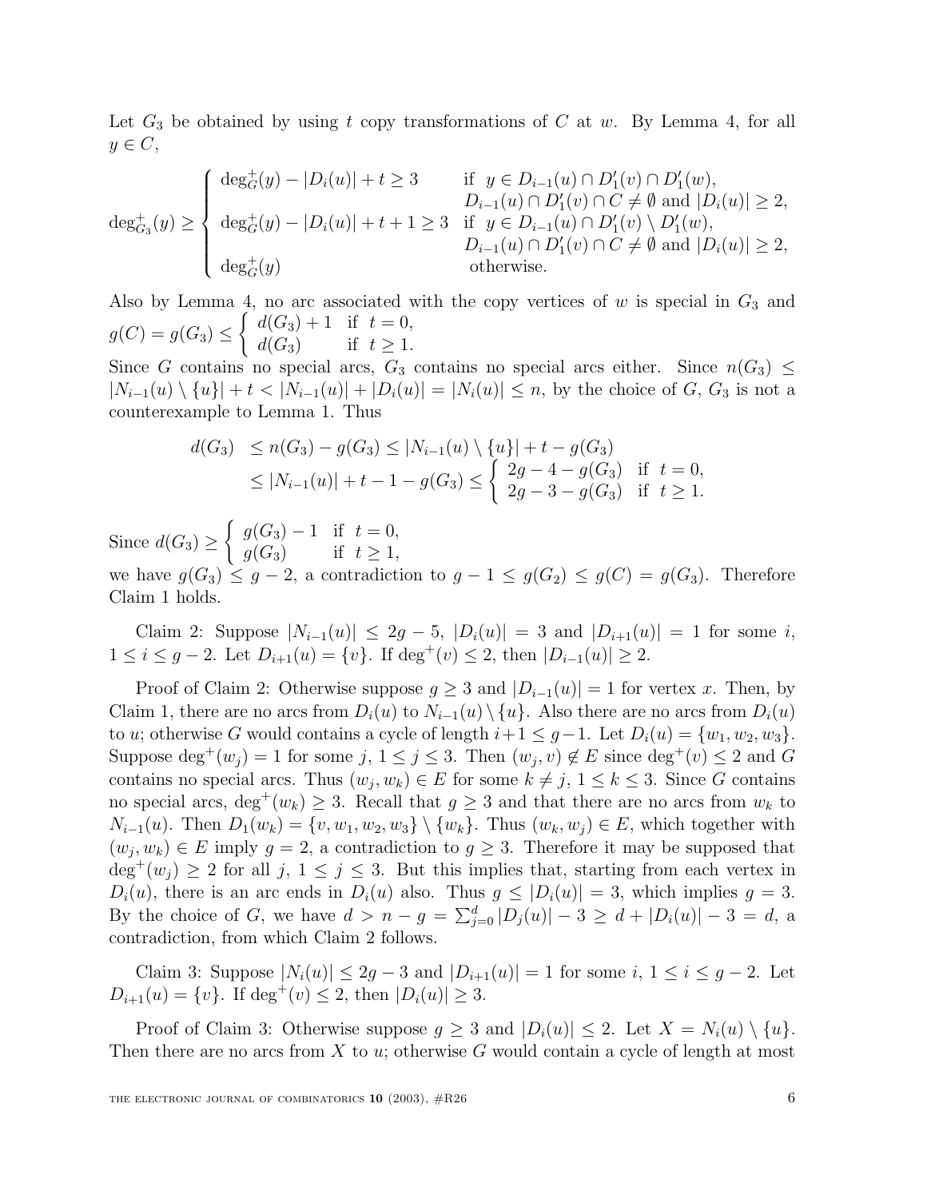Let $G_3$ be obtained by using $t$ copy transformations of $C$ at $w$. By Lemma 4, for all $y \in C$,

$$\deg^+_{G_3}(y) \geq \begin{cases} \deg^+_G(y) - |D_i(u)| + t \geq 3 & \text{if } \ y \in D_{i-1}(u) \cap D'_1(v) \cap D'_1(w), \\ & \ \ D_{i-1}(u) \cap D'_1(v) \cap C \neq \emptyset \text{ and } |D_i(u)| \geq 2, \\ \deg^+_G(y) - |D_i(u)| + t + 1 \geq 3 & \text{if } \ y \in D_{i-1}(u) \cap D'_1(v) \setminus D'_1(w), \\ & \ \ D_{i-1}(u) \cap D'_1(v) \cap C \neq \emptyset \text{ and } |D_i(u)| \geq 2, \\ \deg^+_G(y) & \ \ \text{otherwise.} \end{cases}$$

Also by Lemma 4, no arc associated with the copy vertices of $w$ is special in $G_3$ and $g(C) = g(G_3) \leq \begin{cases} d(G_3) + 1 & \text{if } \ t = 0, \\ d(G_3) & \text{if } \ t \geq 1. \end{cases}$

Since $G$ contains no special arcs, $G_3$ contains no special arcs either. Since $n(G_3) \leq |N_{i-1}(u) \setminus \{u\}| + t < |N_{i-1}(u)| + |D_i(u)| = |N_i(u)| \leq n$, by the choice of $G$, $G_3$ is not a counterexample to Lemma 1. Thus

$$\begin{aligned} d(G_3) &\leq n(G_3) - g(G_3) \leq |N_{i-1}(u) \setminus \{u\}| + t - g(G_3) \\ &\leq |N_{i-1}(u)| + t - 1 - g(G_3) \leq \begin{cases} 2g - 4 - g(G_3) & \text{if } \ t = 0, \\ 2g - 3 - g(G_3) & \text{if } \ t \geq 1. \end{cases} \end{aligned}$$

Since $d(G_3) \geq \begin{cases} g(G_3) - 1 & \text{if } \ t = 0, \\ g(G_3) & \text{if } \ t \geq 1, \end{cases}$

we have $g(G_3) \leq g - 2$, a contradiction to $g - 1 \leq g(G_2) \leq g(C) = g(G_3)$. Therefore Claim 1 holds.

Claim 2: Suppose $|N_{i-1}(u)| \leq 2g - 5$, $|D_i(u)| = 3$ and $|D_{i+1}(u)| = 1$ for some $i$, $1 \leq i \leq g - 2$. Let $D_{i+1}(u) = \{v\}$. If $\deg^+(v) \leq 2$, then $|D_{i-1}(u)| \geq 2$.

Proof of Claim 2: Otherwise suppose $g \geq 3$ and $|D_{i-1}(u)| = 1$ for vertex $x$. Then, by Claim 1, there are no arcs from $D_i(u)$ to $N_{i-1}(u) \setminus \{u\}$. Also there are no arcs from $D_i(u)$ to $u$; otherwise $G$ would contains a cycle of length $i + 1 \leq g - 1$. Let $D_i(u) = \{w_1, w_2, w_3\}$. Suppose $\deg^+(w_j) = 1$ for some $j$, $1 \leq j \leq 3$. Then $(w_j, v) \notin E$ since $\deg^+(v) \leq 2$ and $G$ contains no special arcs. Thus $(w_j, w_k) \in E$ for some $k \neq j$, $1 \leq k \leq 3$. Since $G$ contains no special arcs, $\deg^+(w_k) \geq 3$. Recall that $g \geq 3$ and that there are no arcs from $w_k$ to $N_{i-1}(u)$. Then $D_1(w_k) = \{v, w_1, w_2, w_3\} \setminus \{w_k\}$. Thus $(w_k, w_j) \in E$, which together with $(w_j, w_k) \in E$ imply $g = 2$, a contradiction to $g \geq 3$. Therefore it may be supposed that $\deg^+(w_j) \geq 2$ for all $j$, $1 \leq j \leq 3$. But this implies that, starting from each vertex in $D_i(u)$, there is an arc ends in $D_i(u)$ also. Thus $g \leq |D_i(u)| = 3$, which implies $g = 3$. By the choice of $G$, we have $d > n - g = \sum_{j=0}^{d} |D_j(u)| - 3 \geq d + |D_i(u)| - 3 = d$, a contradiction, from which Claim 2 follows.

Claim 3: Suppose $|N_i(u)| \leq 2g - 3$ and $|D_{i+1}(u)| = 1$ for some $i$, $1 \leq i \leq g - 2$. Let $D_{i+1}(u) = \{v\}$. If $\deg^+(v) \leq 2$, then $|D_i(u)| \geq 3$.

Proof of Claim 3: Otherwise suppose $g \geq 3$ and $|D_i(u)| \leq 2$. Let $X = N_i(u) \setminus \{u\}$. Then there are no arcs from $X$ to $u$; otherwise $G$ would contain a cycle of length at most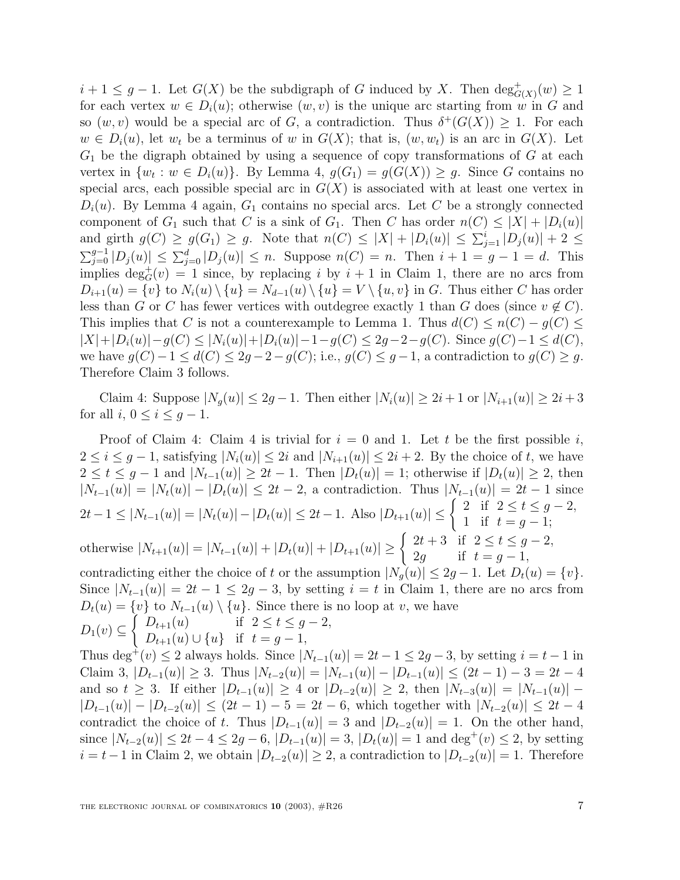$i+1 \leq g-1$. Let $G(X)$ be the subdigraph of $G$ induced by $X$. Then $\deg^+_{G(X)}(w) \geq 1$ for each vertex $w \in D_i(u)$; otherwise $(w,v)$ is the unique arc starting from $w$ in $G$ and so $(w,v)$ would be a special arc of $G$, a contradiction. Thus $\delta^+(G(X)) \geq 1$. For each $w \in D_i(u)$, let $w_t$ be a terminus of $w$ in $G(X)$; that is, $(w, w_t)$ is an arc in $G(X)$. Let $G_1$ be the digraph obtained by using a sequence of copy transformations of $G$ at each vertex in $\{w_t : w \in D_i(u)\}$. By Lemma 4, $g(G_1) = g(G(X)) \geq g$. Since $G$ contains no special arcs, each possible special arc in $G(X)$ is associated with at least one vertex in $D_i(u)$. By Lemma 4 again, $G_1$ contains no special arcs. Let $C$ be a strongly connected component of $G_1$ such that $C$ is a sink of $G_1$. Then $C$ has order $n(C) \leq |X| + |D_i(u)|$ and girth $g(C) \geq g(G_1) \geq g$. Note that $n(C) \leq |X| + |D_i(u)| \leq \sum_{j=1}^{i} |D_j(u)| + 2 \leq \sum_{j=0}^{g-1} |D_j(u)| \leq \sum_{j=0}^{d} |D_j(u)| \leq n$. Suppose $n(C) = n$. Then $i+1 = g-1 = d$. This implies $\deg^+_G(v) = 1$ since, by replacing $i$ by $i+1$ in Claim 1, there are no arcs from $D_{i+1}(u) = \{v\}$ to $N_i(u) \setminus \{u\} = N_{d-1}(u) \setminus \{u\} = V \setminus \{u, v\}$ in $G$. Thus either $C$ has order less than $G$ or $C$ has fewer vertices with outdegree exactly 1 than $G$ does (since $v \notin C$). This implies that $C$ is not a counterexample to Lemma 1. Thus $d(C) \leq n(C) - g(C) \leq |X| + |D_i(u)| - g(C) \leq |N_i(u)| + |D_i(u)| - 1 - g(C) \leq 2g - 2 - g(C)$. Since $g(C) - 1 \leq d(C)$, we have $g(C) - 1 \leq d(C) \leq 2g - 2 - g(C)$; i.e., $g(C) \leq g - 1$, a contradiction to $g(C) \geq g$. Therefore Claim 3 follows.

Claim 4: Suppose $|N_g(u)| \leq 2g - 1$. Then either $|N_i(u)| \geq 2i + 1$ or $|N_{i+1}(u)| \geq 2i + 3$ for all $i$, $0 \leq i \leq g - 1$.

Proof of Claim 4: Claim 4 is trivial for $i = 0$ and 1. Let $t$ be the first possible $i$, $2 \leq i \leq g-1$, satisfying $|N_i(u)| \leq 2i$ and $|N_{i+1}(u)| \leq 2i + 2$. By the choice of $t$, we have $2 \leq t \leq g - 1$ and $|N_{t-1}(u)| \geq 2t - 1$. Then $|D_t(u)| = 1$; otherwise if $|D_t(u)| \geq 2$, then $|N_{t-1}(u)| = |N_t(u)| - |D_t(u)| \leq 2t - 2$, a contradiction. Thus $|N_{t-1}(u)| = 2t - 1$ since $2t - 1 \leq |N_{t-1}(u)| = |N_t(u)| - |D_t(u)| \leq 2t - 1$. Also $|D_{t+1}(u)| \leq \begin{cases} 2 & \text{if } 2 \leq t \leq g-2, \\ 1 & \text{if } t = g-1; \end{cases}$

otherwise $|N_{t+1}(u)| = |N_{t-1}(u)| + |D_t(u)| + |D_{t+1}(u)| \geq \begin{cases} 2t+3 & \text{if } 2 \leq t \leq g-2, \\ 2g & \text{if } t = g-1, \end{cases}$

contradicting either the choice of $t$ or the assumption $|N_g(u)| \leq 2g - 1$. Let $D_t(u) = \{v\}$. Since $|N_{t-1}(u)| = 2t - 1 \leq 2g - 3$, by setting $i = t$ in Claim 1, there are no arcs from $D_t(u) = \{v\}$ to $N_{t-1}(u) \setminus \{u\}$. Since there is no loop at $v$, we have

$D_1(v) \subseteq \begin{cases} D_{t+1}(u) & \text{if } 2 \leq t \leq g-2, \\ D_{t+1}(u) \cup \{u\} & \text{if } t = g-1, \end{cases}$

Thus $\deg^+(v) \leq 2$ always holds. Since $|N_{t-1}(u)| = 2t - 1 \leq 2g - 3$, by setting $i = t - 1$ in Claim 3, $|D_{t-1}(u)| \geq 3$. Thus $|N_{t-2}(u)| = |N_{t-1}(u)| - |D_{t-1}(u)| \leq (2t - 1) - 3 = 2t - 4$ and so $t \geq 3$. If either $|D_{t-1}(u)| \geq 4$ or $|D_{t-2}(u)| \geq 2$, then $|N_{t-3}(u)| = |N_{t-1}(u)| - |D_{t-1}(u)| - |D_{t-2}(u)| \leq (2t - 1) - 5 = 2t - 6$, which together with $|N_{t-2}(u)| \leq 2t - 4$ contradict the choice of $t$. Thus $|D_{t-1}(u)| = 3$ and $|D_{t-2}(u)| = 1$. On the other hand, since $|N_{t-2}(u)| \leq 2t - 4 \leq 2g - 6$, $|D_{t-1}(u)| = 3$, $|D_t(u)| = 1$ and $\deg^+(v) \leq 2$, by setting $i = t - 1$ in Claim 2, we obtain $|D_{t-2}(u)| \geq 2$, a contradiction to $|D_{t-2}(u)| = 1$. Therefore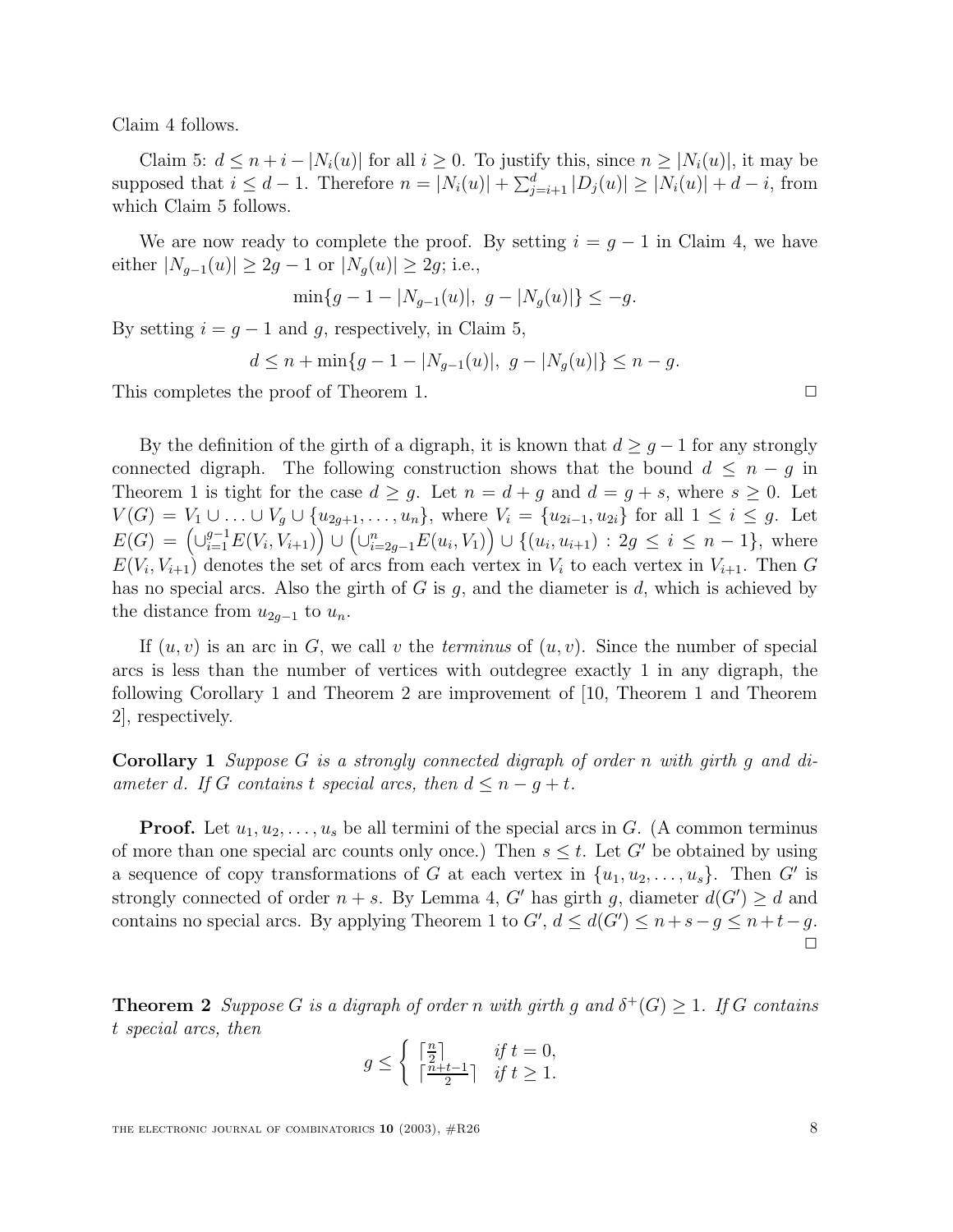Claim 4 follows.

Claim 5: $d \le n + i - |N_i(u)|$ for all $i \ge 0$. To justify this, since $n \ge |N_i(u)|$, it may be supposed that $i \le d-1$. Therefore $n = |N_i(u)| + \sum_{j=i+1}^{d} |D_j(u)| \ge |N_i(u)| + d - i$, from which Claim 5 follows.

We are now ready to complete the proof. By setting $i = g-1$ in Claim 4, we have either $|N_{g-1}(u)| \ge 2g-1$ or $|N_g(u)| \ge 2g$; i.e.,

$$\min\{g-1-|N_{g-1}(u)|,\ g-|N_g(u)|\} \le -g.$$

By setting $i = g-1$ and $g$, respectively, in Claim 5,

$$d \le n + \min\{g-1-|N_{g-1}(u)|,\ g-|N_g(u)|\} \le n-g.$$

This completes the proof of Theorem 1. $\square$

By the definition of the girth of a digraph, it is known that $d \ge g-1$ for any strongly connected digraph. The following construction shows that the bound $d \le n-g$ in Theorem 1 is tight for the case $d \ge g$. Let $n = d+g$ and $d = g+s$, where $s \ge 0$. Let $V(G) = V_1 \cup \ldots \cup V_g \cup \{u_{2g+1}, \ldots, u_n\}$, where $V_i = \{u_{2i-1}, u_{2i}\}$ for all $1 \le i \le g$. Let $E(G) = \left(\cup_{i=1}^{g-1} E(V_i, V_{i+1})\right) \cup \left(\cup_{i=2g-1}^{n} E(u_i, V_1)\right) \cup \{(u_i, u_{i+1}) : 2g \le i \le n-1\}$, where $E(V_i, V_{i+1})$ denotes the set of arcs from each vertex in $V_i$ to each vertex in $V_{i+1}$. Then $G$ has no special arcs. Also the girth of $G$ is $g$, and the diameter is $d$, which is achieved by the distance from $u_{2g-1}$ to $u_n$.

If $(u, v)$ is an arc in $G$, we call $v$ the *terminus* of $(u, v)$. Since the number of special arcs is less than the number of vertices with outdegree exactly 1 in any digraph, the following Corollary 1 and Theorem 2 are improvement of [10, Theorem 1 and Theorem 2], respectively.

**Corollary 1** *Suppose $G$ is a strongly connected digraph of order $n$ with girth $g$ and diameter $d$. If $G$ contains $t$ special arcs, then $d \le n-g+t$.*

**Proof.** Let $u_1, u_2, \ldots, u_s$ be all termini of the special arcs in $G$. (A common terminus of more than one special arc counts only once.) Then $s \le t$. Let $G'$ be obtained by using a sequence of copy transformations of $G$ at each vertex in $\{u_1, u_2, \ldots, u_s\}$. Then $G'$ is strongly connected of order $n+s$. By Lemma 4, $G'$ has girth $g$, diameter $d(G') \ge d$ and contains no special arcs. By applying Theorem 1 to $G'$, $d \le d(G') \le n+s-g \le n+t-g$. $\square$

**Theorem 2** *Suppose $G$ is a digraph of order $n$ with girth $g$ and $\delta^+(G) \ge 1$. If $G$ contains $t$ special arcs, then*

$$g \le \begin{cases} \lceil \frac{n}{2} \rceil & \text{if } t = 0, \\ \lceil \frac{n+t-1}{2} \rceil & \text{if } t \ge 1. \end{cases}$$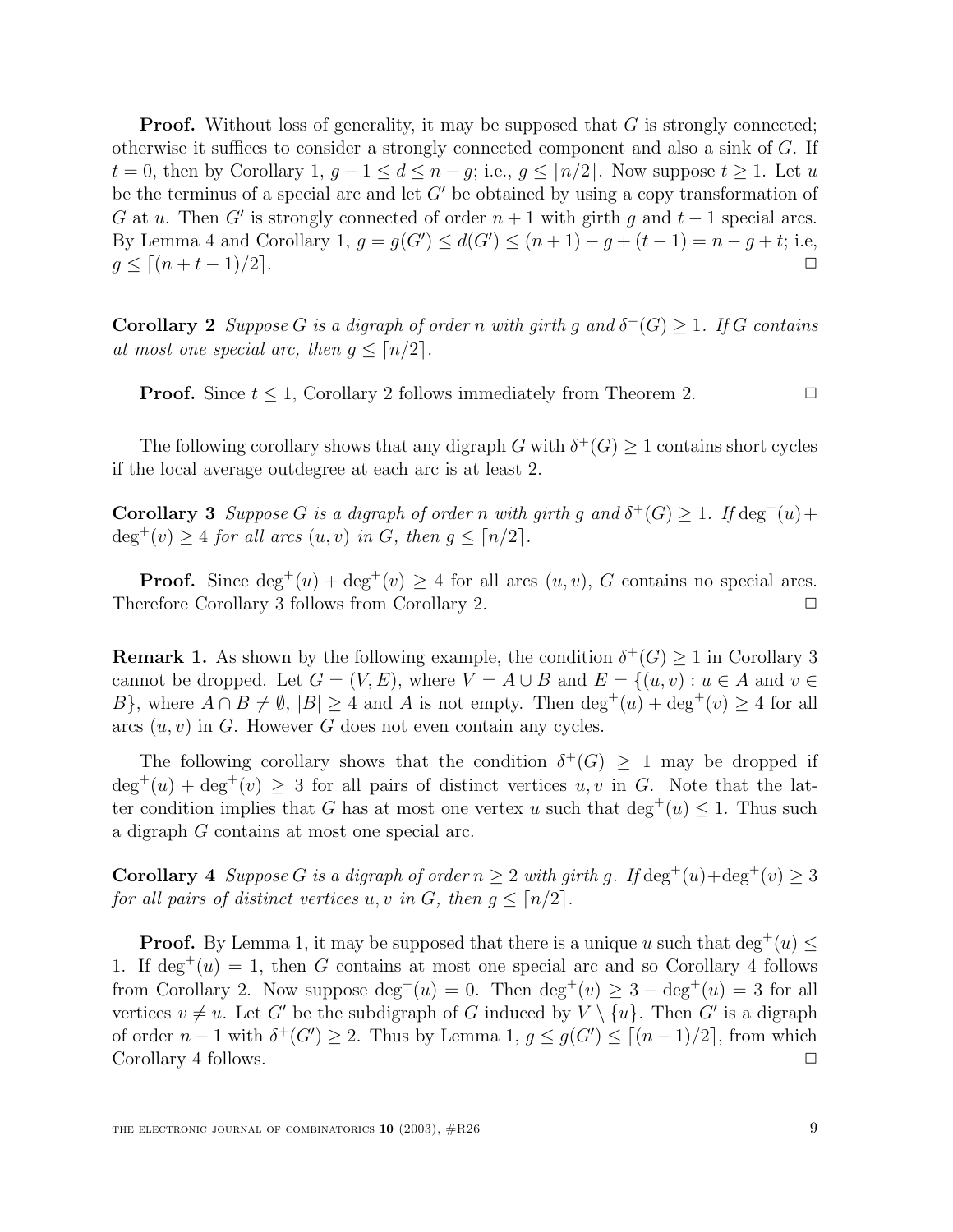**Proof.** Without loss of generality, it may be supposed that $G$ is strongly connected; otherwise it suffices to consider a strongly connected component and also a sink of $G$. If $t = 0$, then by Corollary 1, $g - 1 \leq d \leq n - g$; i.e., $g \leq \lceil n/2 \rceil$. Now suppose $t \geq 1$. Let $u$ be the terminus of a special arc and let $G'$ be obtained by using a copy transformation of $G$ at $u$. Then $G'$ is strongly connected of order $n+1$ with girth $g$ and $t-1$ special arcs. By Lemma 4 and Corollary 1, $g = g(G') \leq d(G') \leq (n+1) - g + (t-1) = n - g + t$; i.e, $g \leq \lceil (n+t-1)/2 \rceil$. □

**Corollary 2** *Suppose $G$ is a digraph of order $n$ with girth $g$ and $\delta^+(G) \geq 1$. If $G$ contains at most one special arc, then $g \leq \lceil n/2 \rceil$.*

**Proof.** Since $t \leq 1$, Corollary 2 follows immediately from Theorem 2. □

The following corollary shows that any digraph $G$ with $\delta^+(G) \geq 1$ contains short cycles if the local average outdegree at each arc is at least 2.

**Corollary 3** *Suppose $G$ is a digraph of order $n$ with girth $g$ and $\delta^+(G) \geq 1$. If $\deg^+(u) + \deg^+(v) \geq 4$ for all arcs $(u, v)$ in $G$, then $g \leq \lceil n/2 \rceil$.*

**Proof.** Since $\deg^+(u) + \deg^+(v) \geq 4$ for all arcs $(u, v)$, $G$ contains no special arcs. Therefore Corollary 3 follows from Corollary 2. □

**Remark 1.** As shown by the following example, the condition $\delta^+(G) \geq 1$ in Corollary 3 cannot be dropped. Let $G = (V, E)$, where $V = A \cup B$ and $E = \{(u, v) : u \in A \text{ and } v \in B\}$, where $A \cap B \neq \emptyset$, $|B| \geq 4$ and $A$ is not empty. Then $\deg^+(u) + \deg^+(v) \geq 4$ for all arcs $(u, v)$ in $G$. However $G$ does not even contain any cycles.

The following corollary shows that the condition $\delta^+(G) \geq 1$ may be dropped if $\deg^+(u) + \deg^+(v) \geq 3$ for all pairs of distinct vertices $u, v$ in $G$. Note that the latter condition implies that $G$ has at most one vertex $u$ such that $\deg^+(u) \leq 1$. Thus such a digraph $G$ contains at most one special arc.

**Corollary 4** *Suppose $G$ is a digraph of order $n \geq 2$ with girth $g$. If $\deg^+(u)+\deg^+(v) \geq 3$ for all pairs of distinct vertices $u, v$ in $G$, then $g \leq \lceil n/2 \rceil$.*

**Proof.** By Lemma 1, it may be supposed that there is a unique $u$ such that $\deg^+(u) \leq 1$. If $\deg^+(u) = 1$, then $G$ contains at most one special arc and so Corollary 4 follows from Corollary 2. Now suppose $\deg^+(u) = 0$. Then $\deg^+(v) \geq 3 - \deg^+(u) = 3$ for all vertices $v \neq u$. Let $G'$ be the subdigraph of $G$ induced by $V \setminus \{u\}$. Then $G'$ is a digraph of order $n-1$ with $\delta^+(G') \geq 2$. Thus by Lemma 1, $g \leq g(G') \leq \lceil (n-1)/2 \rceil$, from which Corollary 4 follows. □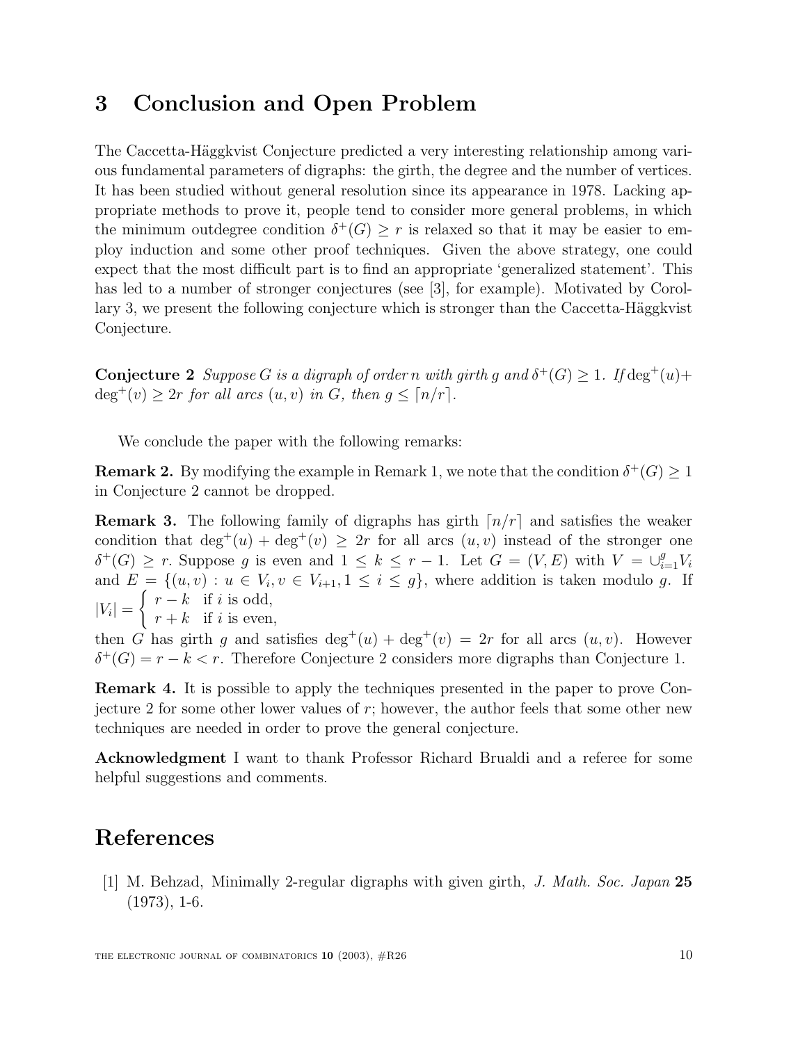## 3 Conclusion and Open Problem

The Caccetta-Häggkvist Conjecture predicted a very interesting relationship among various fundamental parameters of digraphs: the girth, the degree and the number of vertices. It has been studied without general resolution since its appearance in 1978. Lacking appropriate methods to prove it, people tend to consider more general problems, in which the minimum outdegree condition $\delta^+(G) \geq r$ is relaxed so that it may be easier to employ induction and some other proof techniques. Given the above strategy, one could expect that the most difficult part is to find an appropriate 'generalized statement'. This has led to a number of stronger conjectures (see [3], for example). Motivated by Corollary 3, we present the following conjecture which is stronger than the Caccetta-Häggkvist Conjecture.

**Conjecture 2** *Suppose $G$ is a digraph of order $n$ with girth $g$ and $\delta^+(G) \geq 1$. If $\deg^+(u) + \deg^+(v) \geq 2r$ for all arcs $(u, v)$ in $G$, then $g \leq \lceil n/r \rceil$.*

We conclude the paper with the following remarks:

**Remark 2.** By modifying the example in Remark 1, we note that the condition $\delta^+(G) \geq 1$ in Conjecture 2 cannot be dropped.

**Remark 3.** The following family of digraphs has girth $\lceil n/r \rceil$ and satisfies the weaker condition that $\deg^+(u) + \deg^+(v) \geq 2r$ for all arcs $(u, v)$ instead of the stronger one $\delta^+(G) \geq r$. Suppose $g$ is even and $1 \leq k \leq r - 1$. Let $G = (V, E)$ with $V = \cup_{i=1}^{g} V_i$ and $E = \{(u, v) : u \in V_i, v \in V_{i+1}, 1 \leq i \leq g\}$, where addition is taken modulo $g$. If
$$|V_i| = \begin{cases} r - k & \text{if } i \text{ is odd,} \\ r + k & \text{if } i \text{ is even,} \end{cases}$$
then $G$ has girth $g$ and satisfies $\deg^+(u) + \deg^+(v) = 2r$ for all arcs $(u, v)$. However $\delta^+(G) = r - k < r$. Therefore Conjecture 2 considers more digraphs than Conjecture 1.

**Remark 4.** It is possible to apply the techniques presented in the paper to prove Conjecture 2 for some other lower values of $r$; however, the author feels that some other new techniques are needed in order to prove the general conjecture.

**Acknowledgment** I want to thank Professor Richard Brualdi and a referee for some helpful suggestions and comments.

# References

[1] M. Behzad, Minimally 2-regular digraphs with given girth, *J. Math. Soc. Japan* **25** (1973), 1-6.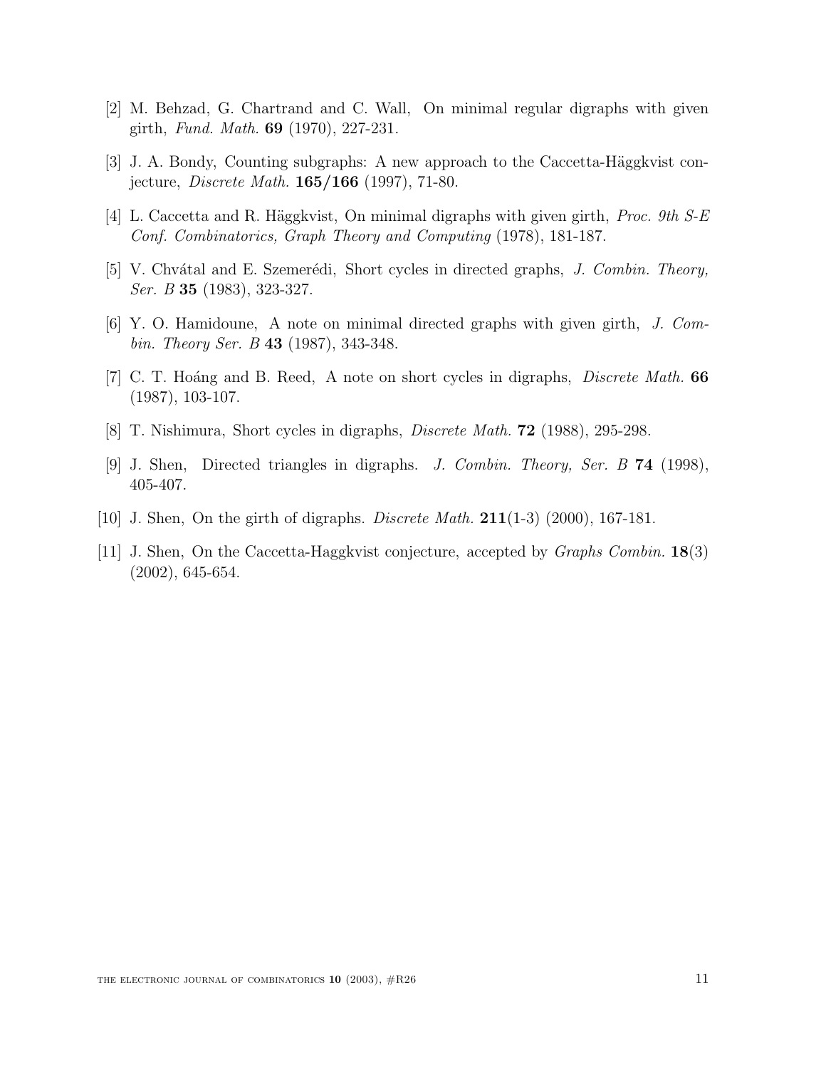[2] M. Behzad, G. Chartrand and C. Wall, On minimal regular digraphs with given girth, *Fund. Math.* **69** (1970), 227-231.

[3] J. A. Bondy, Counting subgraphs: A new approach to the Caccetta-Häggkvist conjecture, *Discrete Math.* **165/166** (1997), 71-80.

[4] L. Caccetta and R. Häggkvist, On minimal digraphs with given girth, *Proc. 9th S-E Conf. Combinatorics, Graph Theory and Computing* (1978), 181-187.

[5] V. Chvátal and E. Szemerédi, Short cycles in directed graphs, *J. Combin. Theory, Ser. B* **35** (1983), 323-327.

[6] Y. O. Hamidoune, A note on minimal directed graphs with given girth, *J. Combin. Theory Ser. B* **43** (1987), 343-348.

[7] C. T. Hoáng and B. Reed, A note on short cycles in digraphs, *Discrete Math.* **66** (1987), 103-107.

[8] T. Nishimura, Short cycles in digraphs, *Discrete Math.* **72** (1988), 295-298.

[9] J. Shen, Directed triangles in digraphs. *J. Combin. Theory, Ser. B* **74** (1998), 405-407.

[10] J. Shen, On the girth of digraphs. *Discrete Math.* **211**(1-3) (2000), 167-181.

[11] J. Shen, On the Caccetta-Haggkvist conjecture, accepted by *Graphs Combin.* **18**(3) (2002), 645-654.